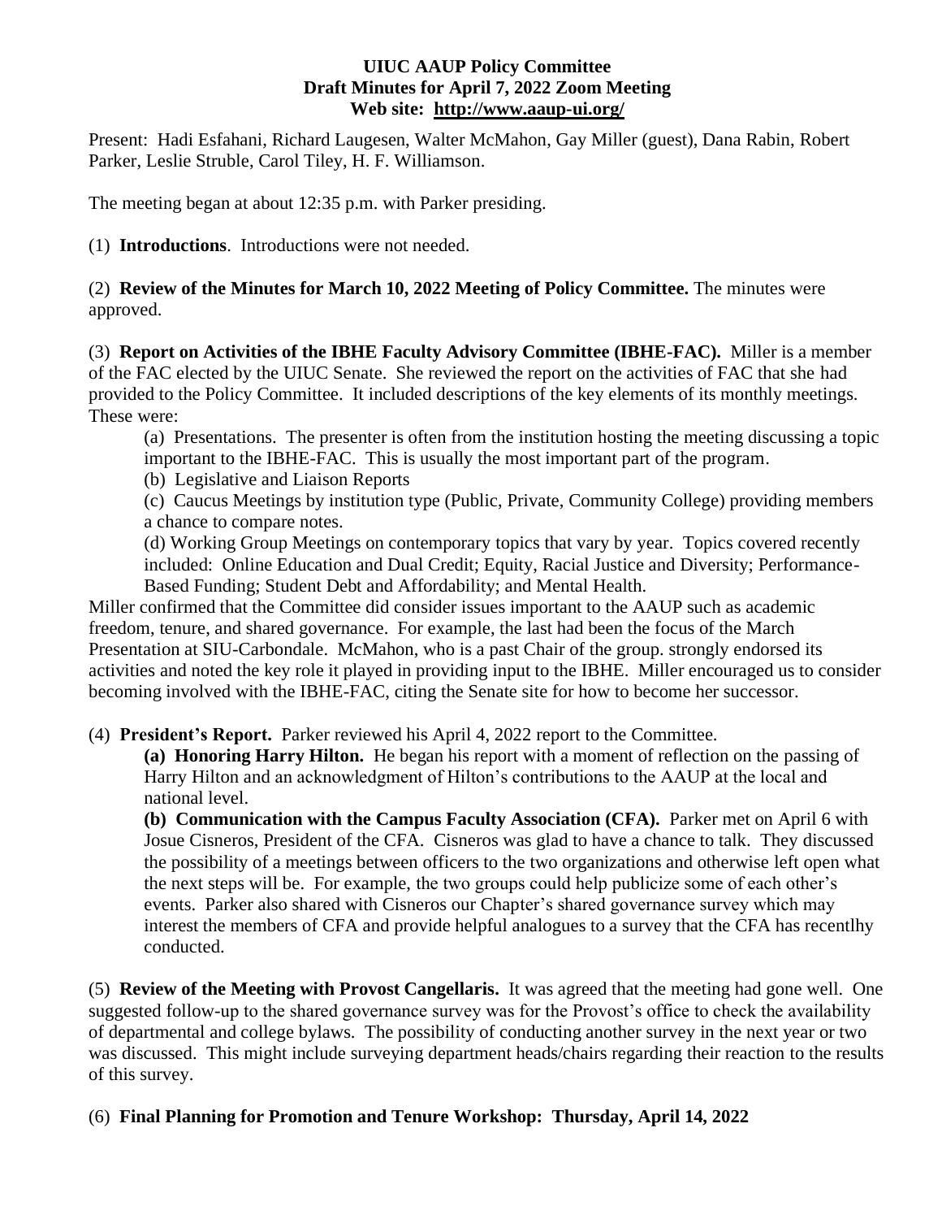**UIUC AAUP Policy Committee**
**Draft Minutes for April 7, 2022 Zoom Meeting**
**Web site: http://www.aaup-ui.org/**

Present: Hadi Esfahani, Richard Laugesen, Walter McMahon, Gay Miller (guest), Dana Rabin, Robert Parker, Leslie Struble, Carol Tiley, H. F. Williamson.

The meeting began at about 12:35 p.m. with Parker presiding.

(1) **Introductions**. Introductions were not needed.

(2) **Review of the Minutes for March 10, 2022 Meeting of Policy Committee.** The minutes were approved.

(3) **Report on Activities of the IBHE Faculty Advisory Committee (IBHE-FAC).** Miller is a member of the FAC elected by the UIUC Senate. She reviewed the report on the activities of FAC that she had provided to the Policy Committee. It included descriptions of the key elements of its monthly meetings. These were:

(a) Presentations. The presenter is often from the institution hosting the meeting discussing a topic important to the IBHE-FAC. This is usually the most important part of the program.

(b) Legislative and Liaison Reports

(c) Caucus Meetings by institution type (Public, Private, Community College) providing members a chance to compare notes.

(d) Working Group Meetings on contemporary topics that vary by year. Topics covered recently included: Online Education and Dual Credit; Equity, Racial Justice and Diversity; Performance-Based Funding; Student Debt and Affordability; and Mental Health.

Miller confirmed that the Committee did consider issues important to the AAUP such as academic freedom, tenure, and shared governance. For example, the last had been the focus of the March Presentation at SIU-Carbondale. McMahon, who is a past Chair of the group. strongly endorsed its activities and noted the key role it played in providing input to the IBHE. Miller encouraged us to consider becoming involved with the IBHE-FAC, citing the Senate site for how to become her successor.

(4) **President's Report.** Parker reviewed his April 4, 2022 report to the Committee.

**(a) Honoring Harry Hilton.** He began his report with a moment of reflection on the passing of Harry Hilton and an acknowledgment of Hilton's contributions to the AAUP at the local and national level.

**(b) Communication with the Campus Faculty Association (CFA).** Parker met on April 6 with Josue Cisneros, President of the CFA. Cisneros was glad to have a chance to talk. They discussed the possibility of a meetings between officers to the two organizations and otherwise left open what the next steps will be. For example, the two groups could help publicize some of each other's events. Parker also shared with Cisneros our Chapter's shared governance survey which may interest the members of CFA and provide helpful analogues to a survey that the CFA has recentlhy conducted.

(5) **Review of the Meeting with Provost Cangellaris.** It was agreed that the meeting had gone well. One suggested follow-up to the shared governance survey was for the Provost's office to check the availability of departmental and college bylaws. The possibility of conducting another survey in the next year or two was discussed. This might include surveying department heads/chairs regarding their reaction to the results of this survey.

(6) **Final Planning for Promotion and Tenure Workshop: Thursday, April 14, 2022**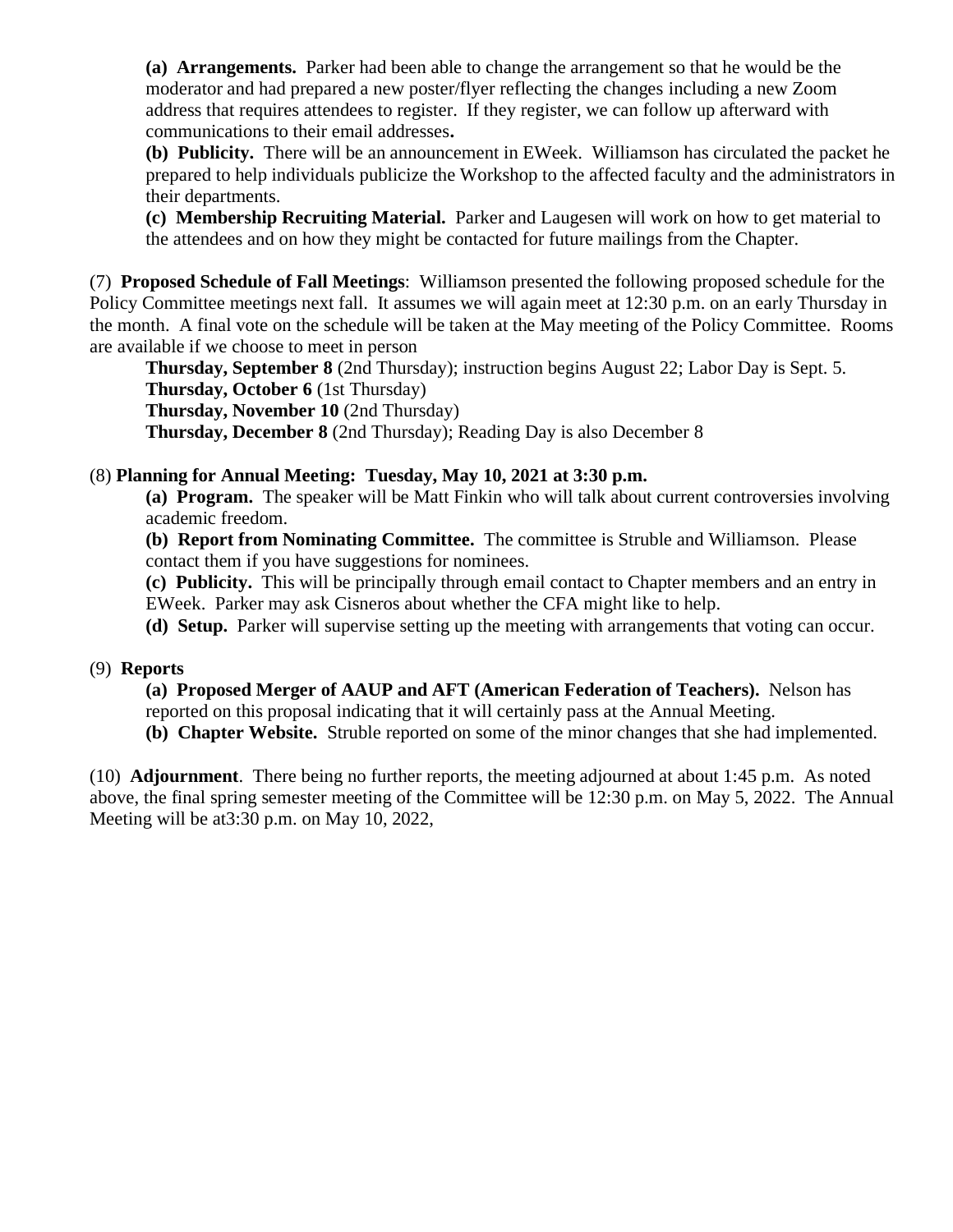**(a) Arrangements.** Parker had been able to change the arrangement so that he would be the moderator and had prepared a new poster/flyer reflecting the changes including a new Zoom address that requires attendees to register. If they register, we can follow up afterward with communications to their email addresses**.**

**(b) Publicity.** There will be an announcement in EWeek. Williamson has circulated the packet he prepared to help individuals publicize the Workshop to the affected faculty and the administrators in their departments.

**(c) Membership Recruiting Material.** Parker and Laugesen will work on how to get material to the attendees and on how they might be contacted for future mailings from the Chapter.

(7) **Proposed Schedule of Fall Meetings**: Williamson presented the following proposed schedule for the Policy Committee meetings next fall. It assumes we will again meet at 12:30 p.m. on an early Thursday in the month. A final vote on the schedule will be taken at the May meeting of the Policy Committee. Rooms are available if we choose to meet in person

**Thursday, September 8** (2nd Thursday); instruction begins August 22; Labor Day is Sept. 5.
**Thursday, October 6** (1st Thursday)
**Thursday, November 10** (2nd Thursday)
**Thursday, December 8** (2nd Thursday); Reading Day is also December 8

(8) **Planning for Annual Meeting: Tuesday, May 10, 2021 at 3:30 p.m.**

**(a) Program.** The speaker will be Matt Finkin who will talk about current controversies involving academic freedom.

**(b) Report from Nominating Committee.** The committee is Struble and Williamson. Please contact them if you have suggestions for nominees.

**(c) Publicity.** This will be principally through email contact to Chapter members and an entry in EWeek. Parker may ask Cisneros about whether the CFA might like to help.

**(d) Setup.** Parker will supervise setting up the meeting with arrangements that voting can occur.

(9) **Reports**

**(a) Proposed Merger of AAUP and AFT (American Federation of Teachers).** Nelson has reported on this proposal indicating that it will certainly pass at the Annual Meeting.

**(b) Chapter Website.** Struble reported on some of the minor changes that she had implemented.

(10) **Adjournment**. There being no further reports, the meeting adjourned at about 1:45 p.m. As noted above, the final spring semester meeting of the Committee will be 12:30 p.m. on May 5, 2022. The Annual Meeting will be at3:30 p.m. on May 10, 2022,